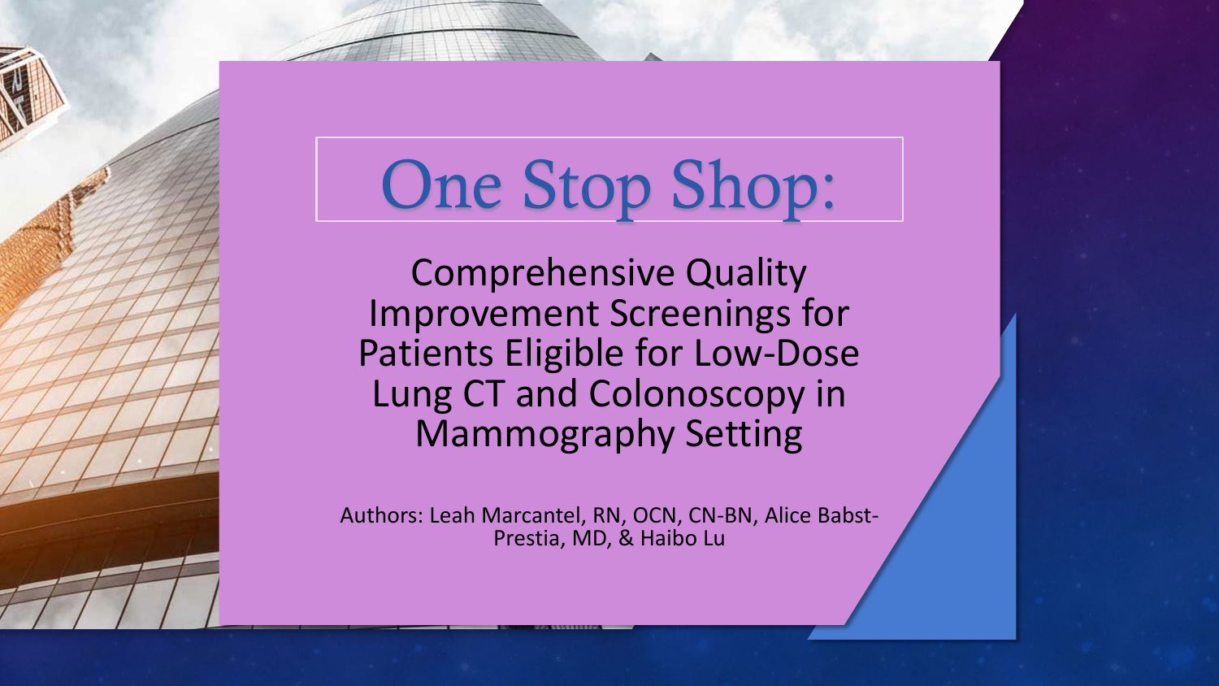# One Stop Shop:

## Comprehensive Quality Improvement Screenings for Patients Eligible for Low-Dose Lung CT and Colonoscopy in Mammography Setting

Authors: Leah Marcantel, RN, OCN, CN-BN, Alice Babst-Prestia, MD, & Haibo Lu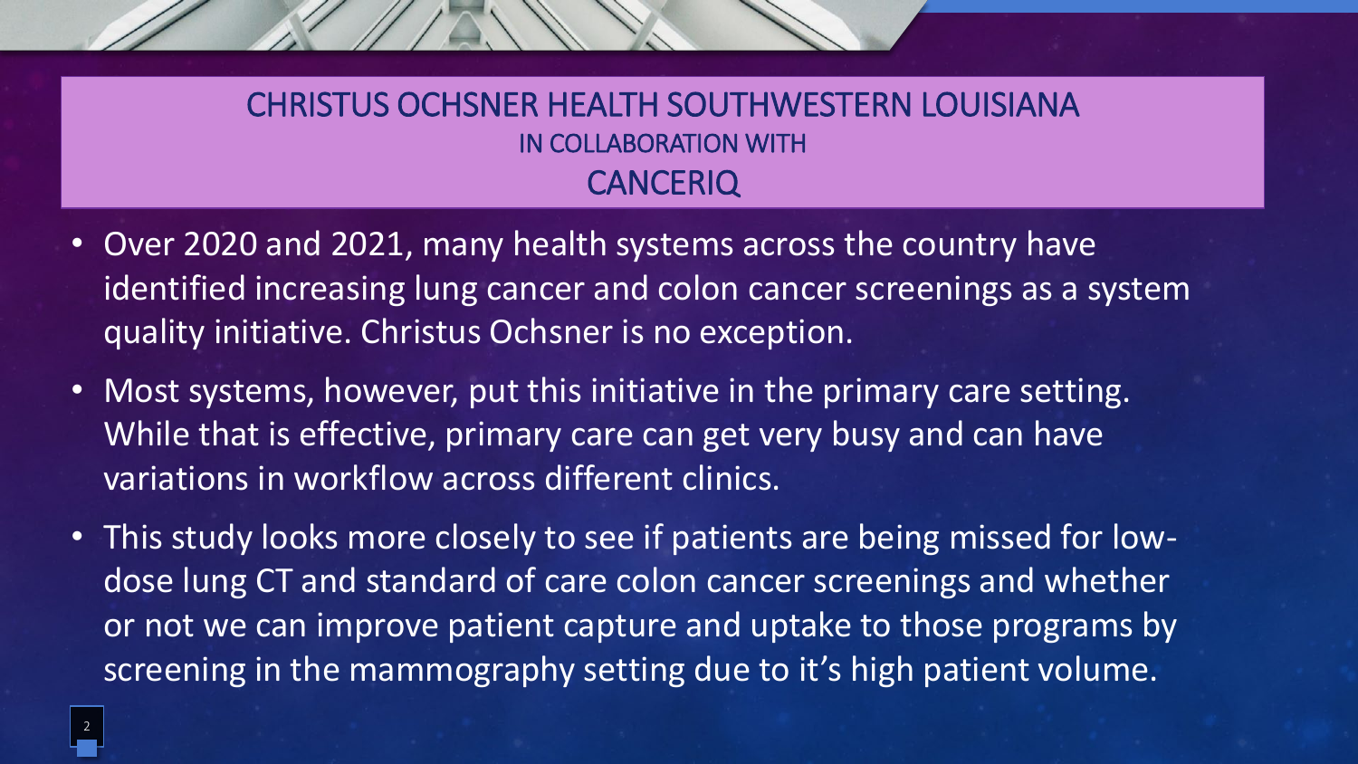# CHRISTUS OCHSNER HEALTH SOUTHWESTERN LOUISIANA

IN COLLABORATION WITH

## CANCERIQ

- Over 2020 and 2021, many health systems across the country have identified increasing lung cancer and colon cancer screenings as a system quality initiative. Christus Ochsner is no exception.
- Most systems, however, put this initiative in the primary care setting. While that is effective, primary care can get very busy and can have variations in workflow across different clinics.
- This study looks more closely to see if patients are being missed for low-dose lung CT and standard of care colon cancer screenings and whether or not we can improve patient capture and uptake to those programs by screening in the mammography setting due to it's high patient volume.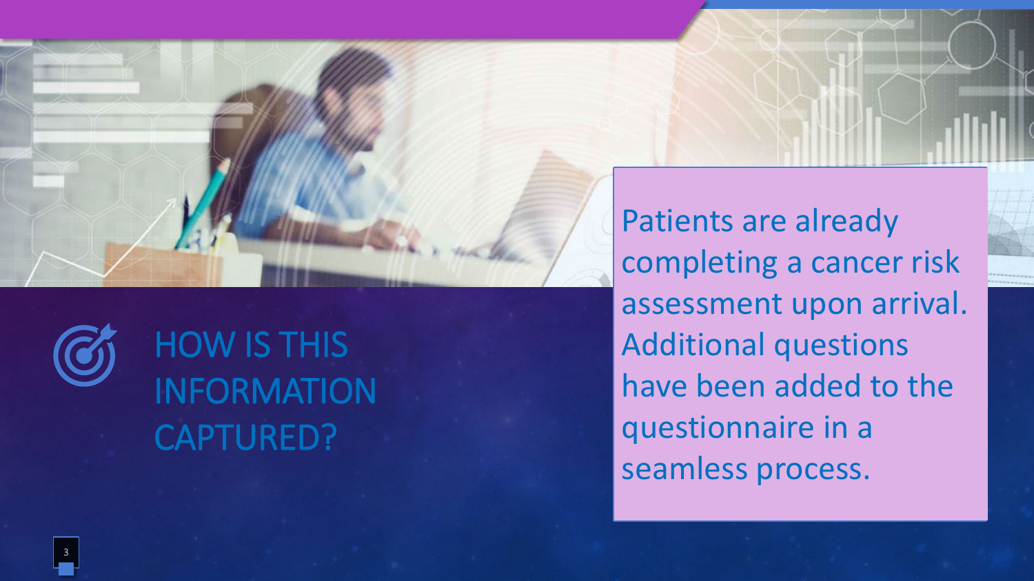# HOW IS THIS INFORMATION CAPTURED?

Patients are already completing a cancer risk assessment upon arrival. Additional questions have been added to the questionnaire in a seamless process.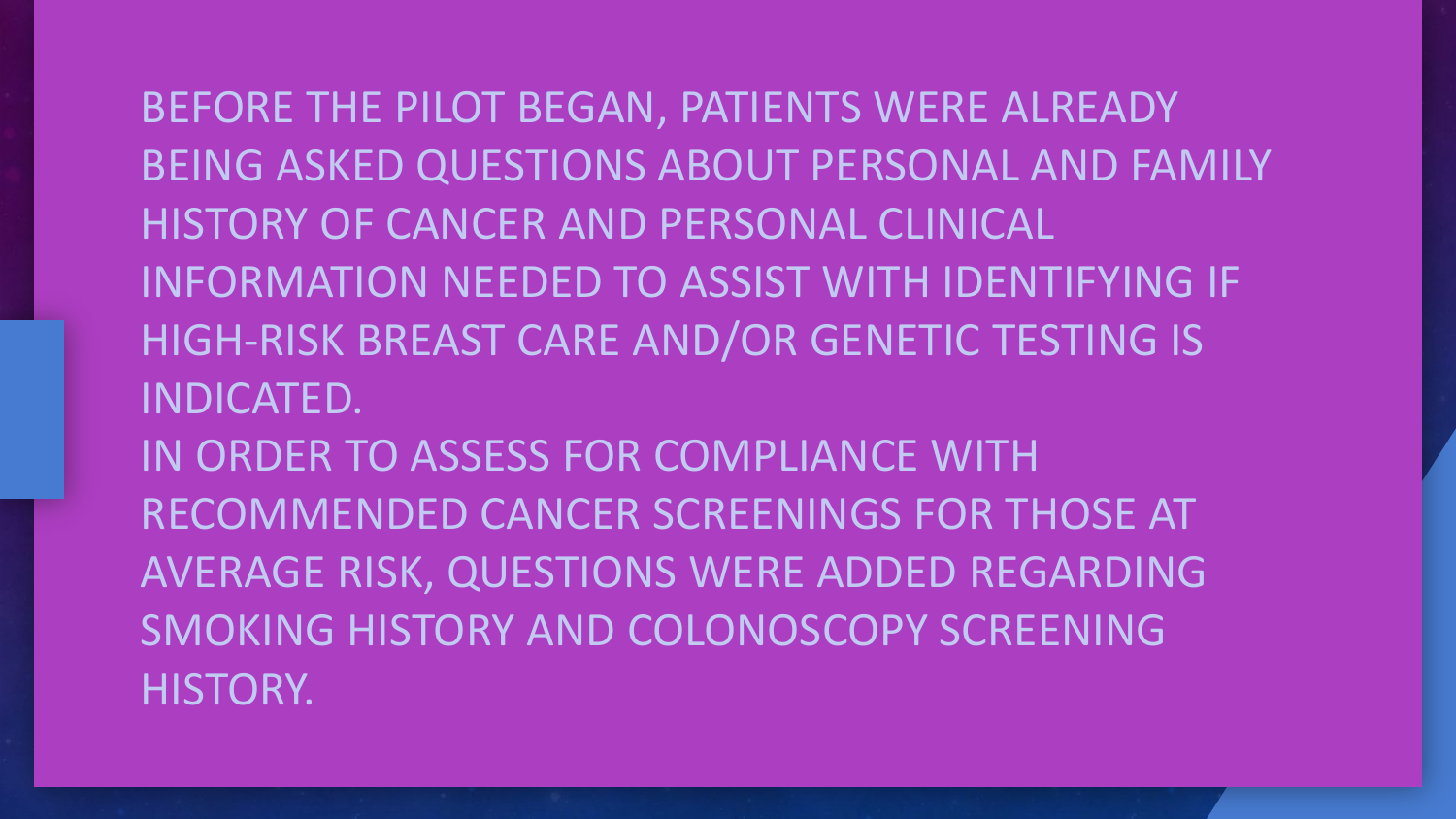BEFORE THE PILOT BEGAN, PATIENTS WERE ALREADY BEING ASKED QUESTIONS ABOUT PERSONAL AND FAMILY HISTORY OF CANCER AND PERSONAL CLINICAL INFORMATION NEEDED TO ASSIST WITH IDENTIFYING IF HIGH-RISK BREAST CARE AND/OR GENETIC TESTING IS INDICATED.

IN ORDER TO ASSESS FOR COMPLIANCE WITH RECOMMENDED CANCER SCREENINGS FOR THOSE AT AVERAGE RISK, QUESTIONS WERE ADDED REGARDING SMOKING HISTORY AND COLONOSCOPY SCREENING HISTORY.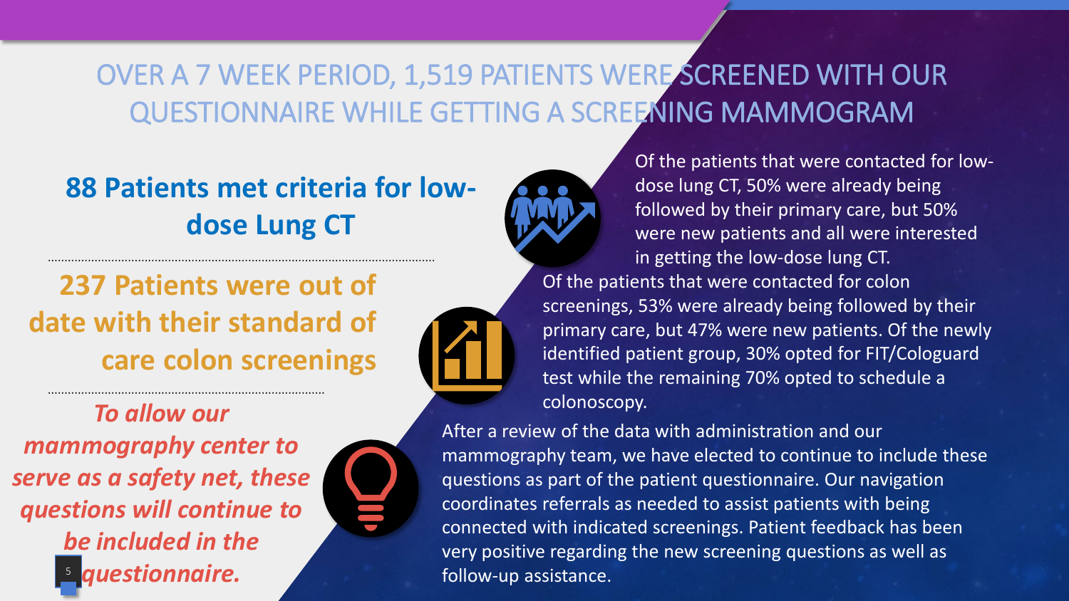# OVER A 7 WEEK PERIOD, 1,519 PATIENTS WERE SCREENED WITH OUR QUESTIONNAIRE WHILE GETTING A SCREENING MAMMOGRAM

**88 Patients met criteria for low-dose Lung CT**

Of the patients that were contacted for low-dose lung CT, 50% were already being followed by their primary care, but 50% were new patients and all were interested in getting the low-dose lung CT.

**237 Patients were out of date with their standard of care colon screenings**

Of the patients that were contacted for colon screenings, 53% were already being followed by their primary care, but 47% were new patients. Of the newly identified patient group, 30% opted for FIT/Cologuard test while the remaining 70% opted to schedule a colonoscopy.

***To allow our mammography center to serve as a safety net, these questions will continue to be included in the questionnaire.***

After a review of the data with administration and our mammography team, we have elected to continue to include these questions as part of the patient questionnaire. Our navigation coordinates referrals as needed to assist patients with being connected with indicated screenings. Patient feedback has been very positive regarding the new screening questions as well as follow-up assistance.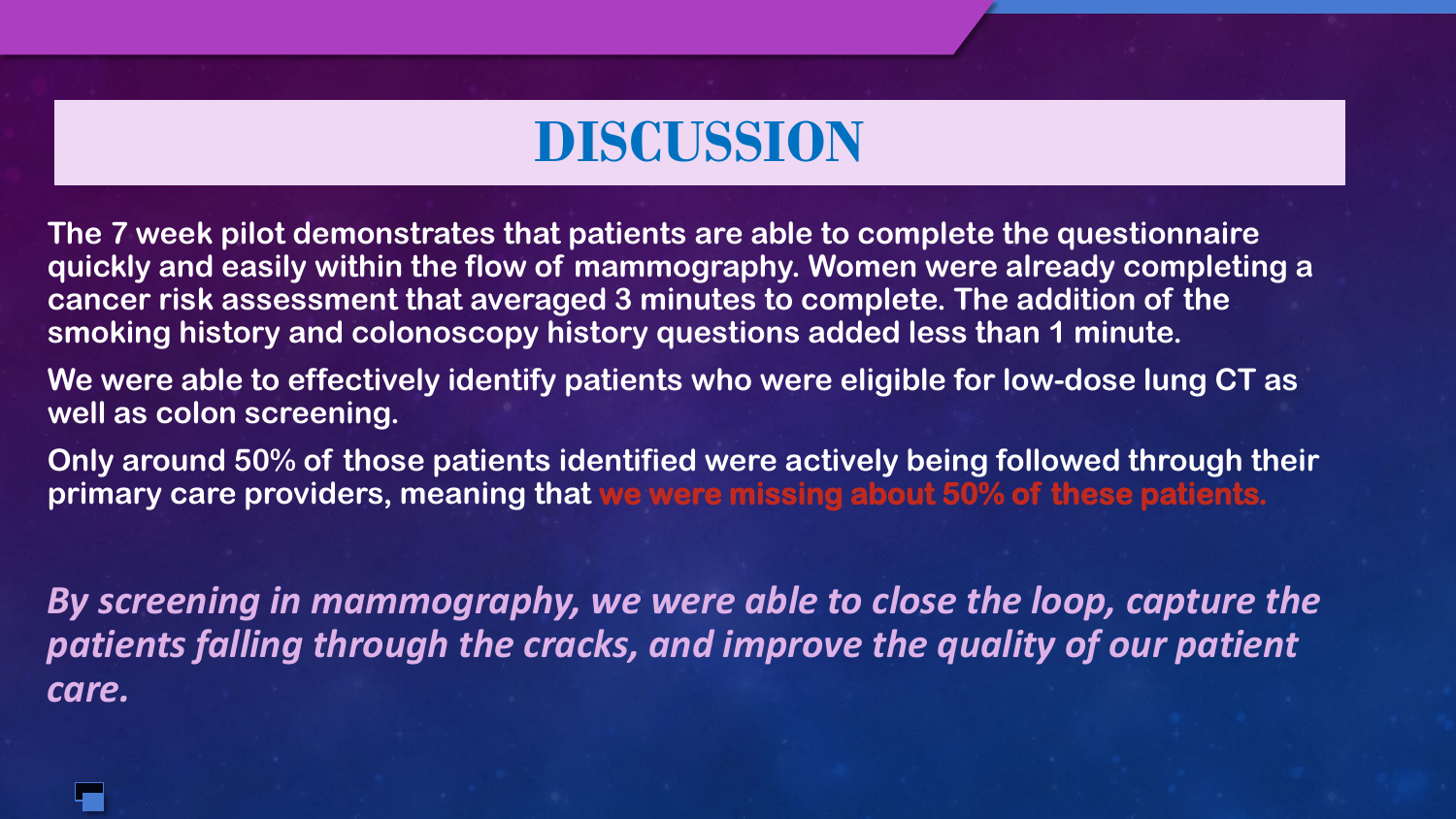# DISCUSSION

**The 7 week pilot demonstrates that patients are able to complete the questionnaire quickly and easily within the flow of mammography. Women were already completing a cancer risk assessment that averaged 3 minutes to complete. The addition of the smoking history and colonoscopy history questions added less than 1 minute.**

**We were able to effectively identify patients who were eligible for low-dose lung CT as well as colon screening.**

**Only around 50% of those patients identified were actively being followed through their primary care providers, meaning that we were missing about 50% of these patients.**

***By screening in mammography, we were able to close the loop, capture the patients falling through the cracks, and improve the quality of our patient care.***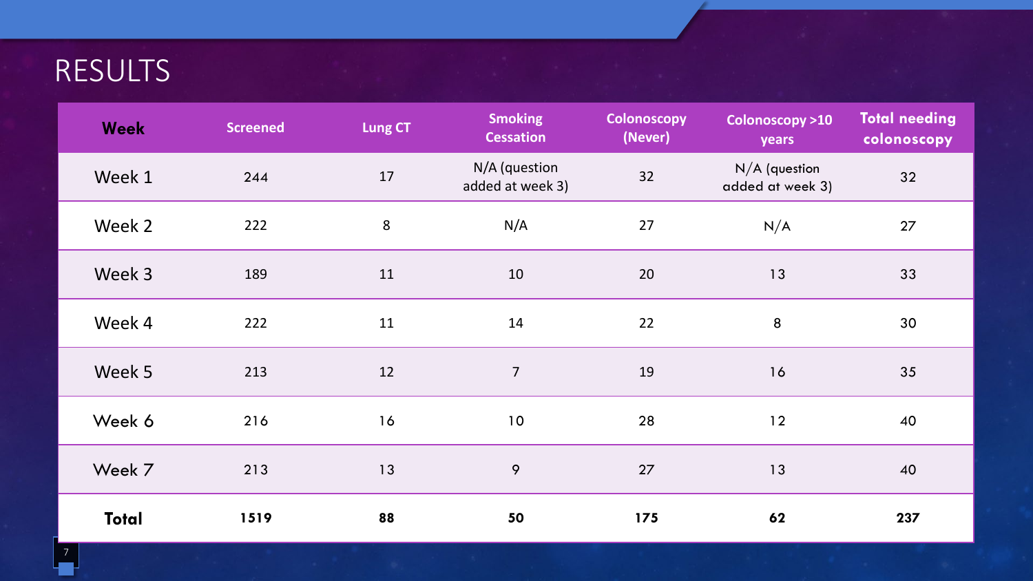# RESULTS

| Week | Screened | Lung CT | Smoking Cessation | Colonoscopy (Never) | Colonoscopy >10 years | Total needing colonoscopy |
|---|---|---|---|---|---|---|
| Week 1 | 244 | 17 | N/A (question added at week 3) | 32 | N/A (question added at week 3) | 32 |
| Week 2 | 222 | 8 | N/A | 27 | N/A | 27 |
| Week 3 | 189 | 11 | 10 | 20 | 13 | 33 |
| Week 4 | 222 | 11 | 14 | 22 | 8 | 30 |
| Week 5 | 213 | 12 | 7 | 19 | 16 | 35 |
| Week 6 | 216 | 16 | 10 | 28 | 12 | 40 |
| Week 7 | 213 | 13 | 9 | 27 | 13 | 40 |
| **Total** | **1519** | **88** | **50** | **175** | **62** | **237** |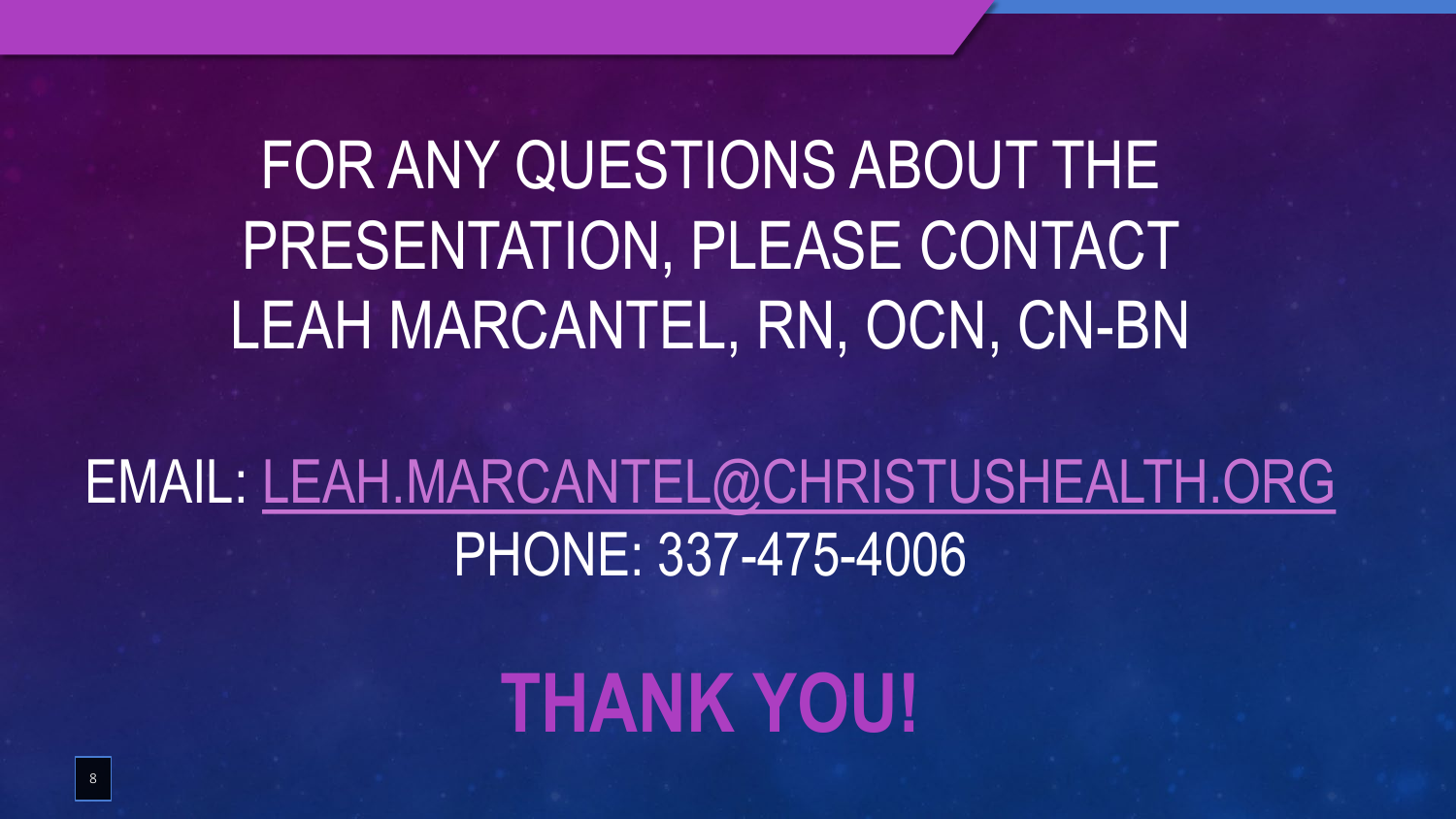# FOR ANY QUESTIONS ABOUT THE PRESENTATION, PLEASE CONTACT LEAH MARCANTEL, RN, OCN, CN-BN

EMAIL: LEAH.MARCANTEL@CHRISTUSHEALTH.ORG

PHONE: 337-475-4006

**THANK YOU!**